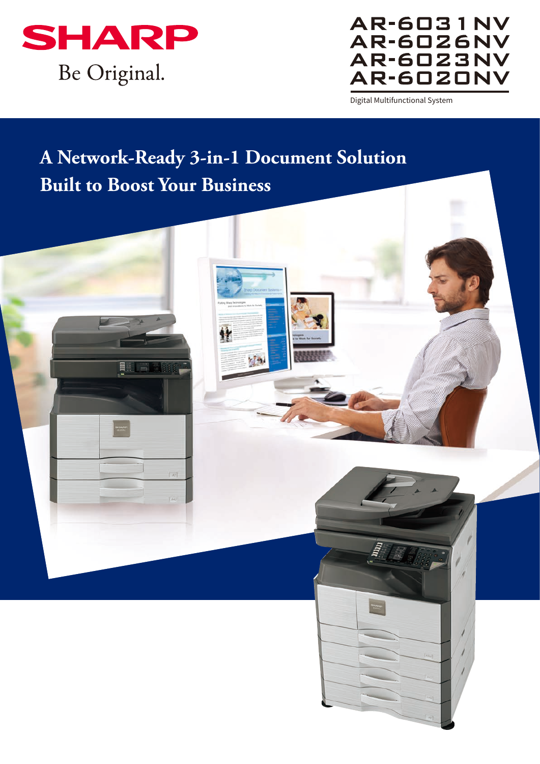SHARP

Be Original.

# AR-6031NV
# AR-6026NV
# AR-6023NV
# AR-6020NV

Digital Multifunctional System

## A Network-Ready 3-in-1 Document Solution Built to Boost Your Business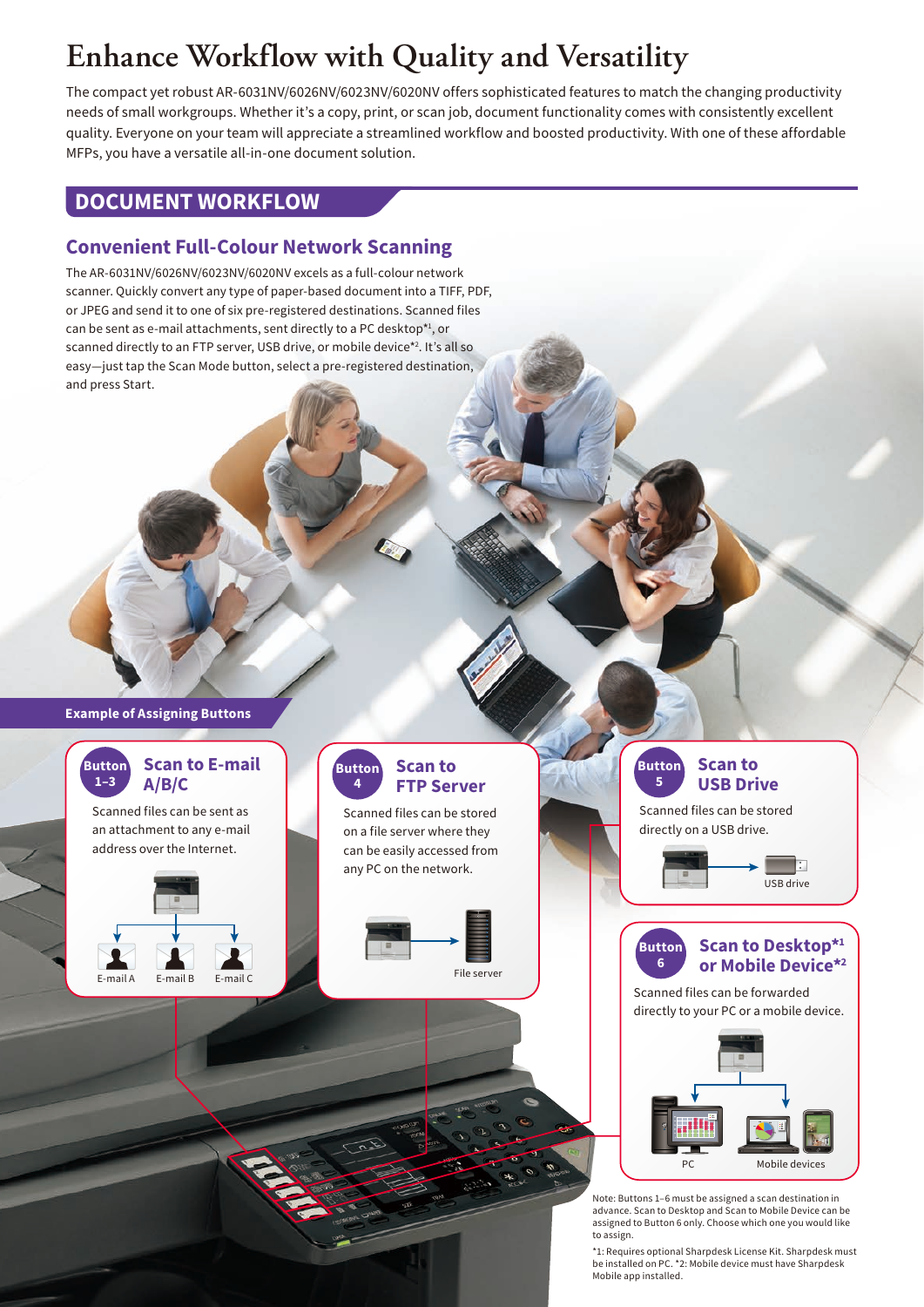# Enhance Workflow with Quality and Versatility

The compact yet robust AR-6031NV/6026NV/6023NV/6020NV offers sophisticated features to match the changing productivity needs of small workgroups. Whether it's a copy, print, or scan job, document functionality comes with consistently excellent quality. Everyone on your team will appreciate a streamlined workflow and boosted productivity. With one of these affordable MFPs, you have a versatile all-in-one document solution.

## DOCUMENT WORKFLOW

### Convenient Full-Colour Network Scanning

The AR-6031NV/6026NV/6023NV/6020NV excels as a full-colour network scanner. Quickly convert any type of paper-based document into a TIFF, PDF, or JPEG and send it to one of six pre-registered destinations. Scanned files can be sent as e-mail attachments, sent directly to a PC desktop*1, or scanned directly to an FTP server, USB drive, or mobile device*2. It's all so easy—just tap the Scan Mode button, select a pre-registered destination, and press Start.

**Example of Assigning Buttons**

**Button 1–3 — Scan to E-mail A/B/C**

Scanned files can be sent as an attachment to any e-mail address over the Internet.

E-mail A | E-mail B | E-mail C

**Button 4 — Scan to FTP Server**

Scanned files can be stored on a file server where they can be easily accessed from any PC on the network.

File server

**Button 5 — Scan to USB Drive**

Scanned files can be stored directly on a USB drive.

USB drive

**Button 6 — Scan to Desktop*1 or Mobile Device*2**

Scanned files can be forwarded directly to your PC or a mobile device.

PC | Mobile devices

Note: Buttons 1–6 must be assigned a scan destination in advance. Scan to Desktop and Scan to Mobile Device can be assigned to Button 6 only. Choose which one you would like to assign.

*1: Requires optional Sharpdesk License Kit. Sharpdesk must be installed on PC. *2: Mobile device must have Sharpdesk Mobile app installed.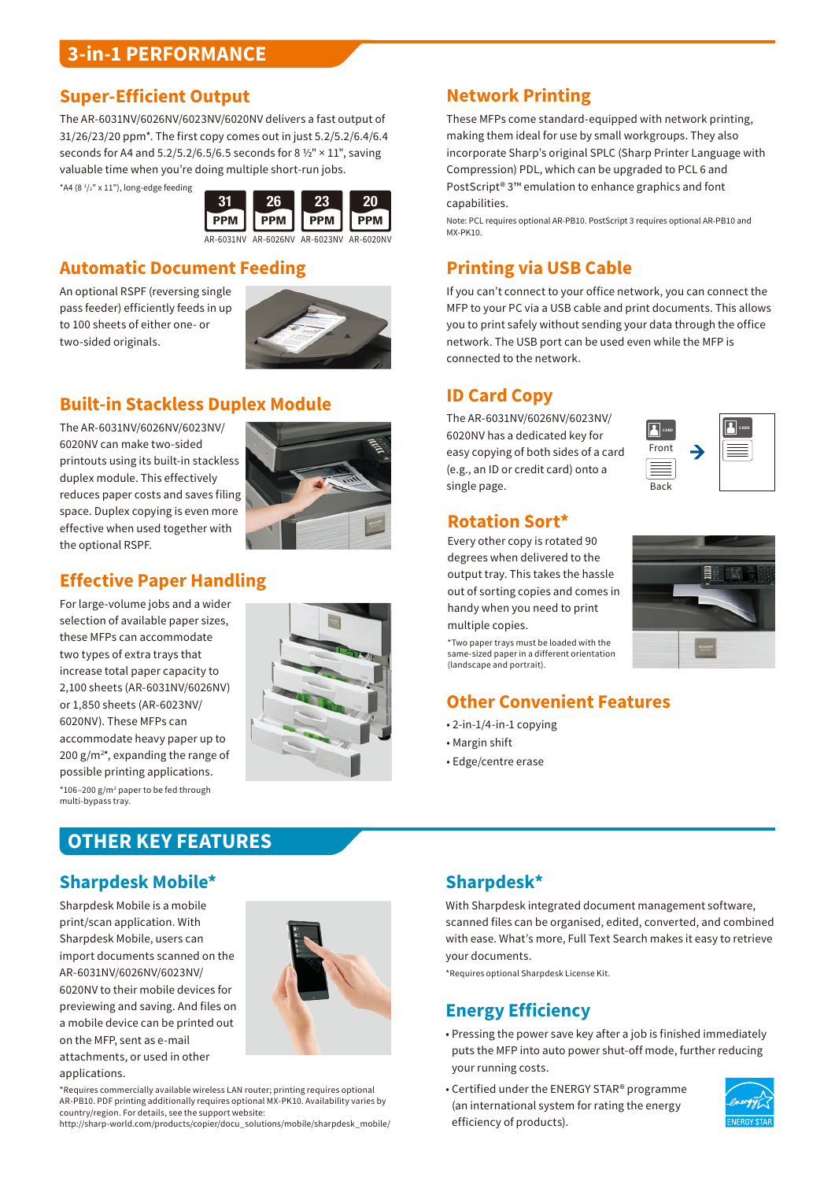# 3-in-1 PERFORMANCE

## Super-Efficient Output

The AR-6031NV/6026NV/6023NV/6020NV delivers a fast output of 31/26/23/20 ppm*. The first copy comes out in just 5.2/5.2/6.4/6.4 seconds for A4 and 5.2/5.2/6.5/6.5 seconds for 8 ½" × 11", saving valuable time when you're doing multiple short-run jobs.

*A4 (8 ½" x 11"), long-edge feeding

| 31 PPM | 26 PPM | 23 PPM | 20 PPM |
|---|---|---|---|
| AR-6031NV | AR-6026NV | AR-6023NV | AR-6020NV |

## Automatic Document Feeding

An optional RSPF (reversing single pass feeder) efficiently feeds in up to 100 sheets of either one- or two-sided originals.

## Built-in Stackless Duplex Module

The AR-6031NV/6026NV/6023NV/6020NV can make two-sided printouts using its built-in stackless duplex module. This effectively reduces paper costs and saves filing space. Duplex copying is even more effective when used together with the optional RSPF.

## Effective Paper Handling

For large-volume jobs and a wider selection of available paper sizes, these MFPs can accommodate two types of extra trays that increase total paper capacity to 2,100 sheets (AR-6031NV/6026NV) or 1,850 sheets (AR-6023NV/6020NV). These MFPs can accommodate heavy paper up to 200 g/m²*, expanding the range of possible printing applications.

*106–200 g/m² paper to be fed through multi-bypass tray.

## Network Printing

These MFPs come standard-equipped with network printing, making them ideal for use by small workgroups. They also incorporate Sharp's original SPLC (Sharp Printer Language with Compression) PDL, which can be upgraded to PCL 6 and PostScript® 3™ emulation to enhance graphics and font capabilities.

Note: PCL requires optional AR-PB10. PostScript 3 requires optional AR-PB10 and MX-PK10.

## Printing via USB Cable

If you can't connect to your office network, you can connect the MFP to your PC via a USB cable and print documents. This allows you to print safely without sending your data through the office network. The USB port can be used even while the MFP is connected to the network.

## ID Card Copy

The AR-6031NV/6026NV/6023NV/6020NV has a dedicated key for easy copying of both sides of a card (e.g., an ID or credit card) onto a single page.

Front

Back

## Rotation Sort*

Every other copy is rotated 90 degrees when delivered to the output tray. This takes the hassle out of sorting copies and comes in handy when you need to print multiple copies.

*Two paper trays must be loaded with the same-sized paper in a different orientation (landscape and portrait).

## Other Convenient Features

- 2-in-1/4-in-1 copying
- Margin shift
- Edge/centre erase

# OTHER KEY FEATURES

## Sharpdesk Mobile*

Sharpdesk Mobile is a mobile print/scan application. With Sharpdesk Mobile, users can import documents scanned on the AR-6031NV/6026NV/6023NV/6020NV to their mobile devices for previewing and saving. And files on a mobile device can be printed out on the MFP, sent as e-mail attachments, or used in other applications.

*Requires commercially available wireless LAN router; printing requires optional AR-PB10. PDF printing additionally requires optional MX-PK10. Availability varies by country/region. For details, see the support website: http://sharp-world.com/products/copier/docu_solutions/mobile/sharpdesk_mobile/

## Sharpdesk*

With Sharpdesk integrated document management software, scanned files can be organised, edited, converted, and combined with ease. What's more, Full Text Search makes it easy to retrieve your documents.

*Requires optional Sharpdesk License Kit.

## Energy Efficiency

- Pressing the power save key after a job is finished immediately puts the MFP into auto power shut-off mode, further reducing your running costs.
- Certified under the ENERGY STAR® programme (an international system for rating the energy efficiency of products).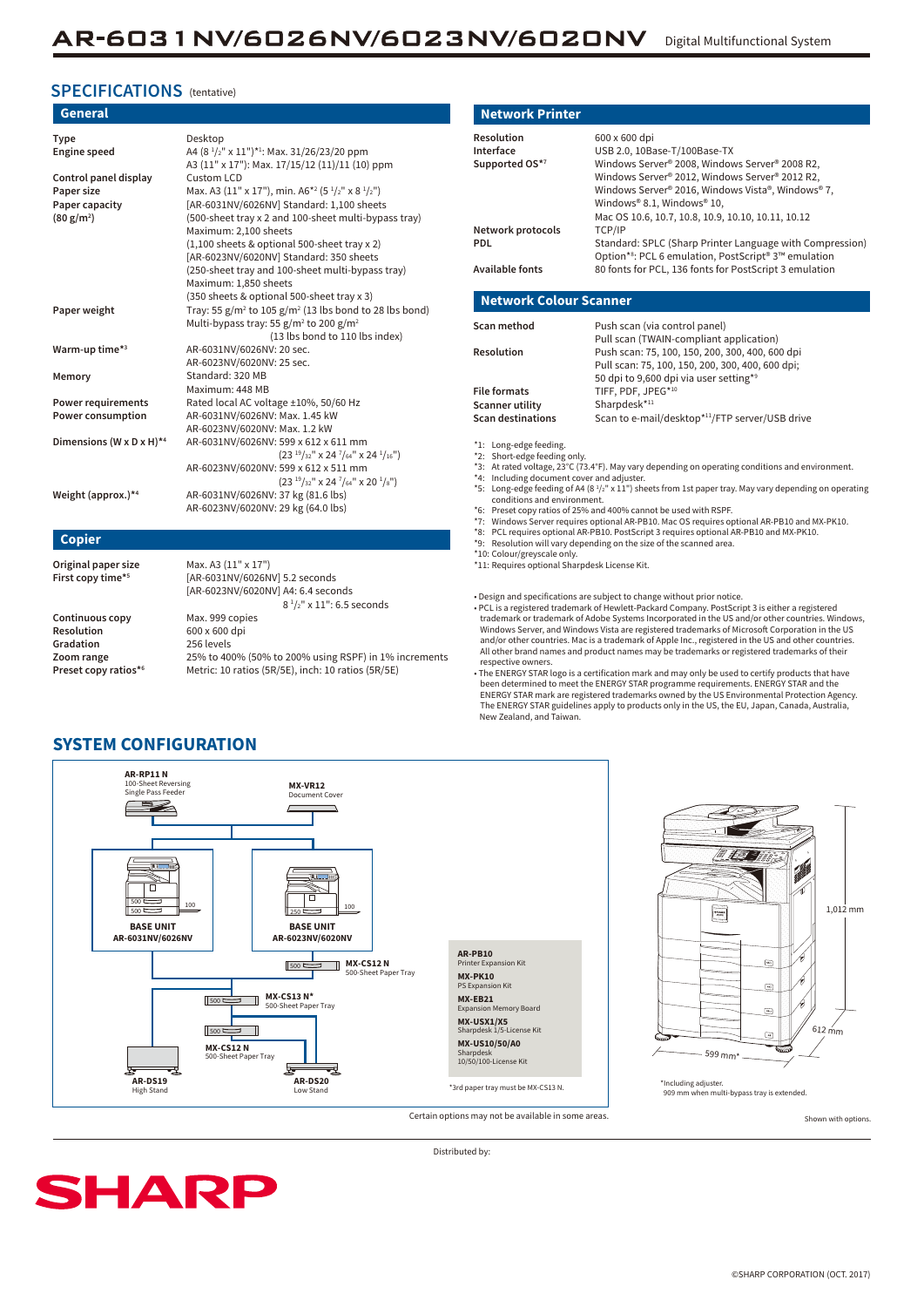# AR-6031NV/6026NV/6023NV/6020NV Digital Multifunctional System

## SPECIFICATIONS (tentative)

### General

| | |
|---|---|
| Type | Desktop |
| Engine speed | A4 (8 1/2" x 11")*1: Max. 31/26/23/20 ppm<br>A3 (11" x 17"): Max. 17/15/12 (11)/11 (10) ppm |
| Control panel display | Custom LCD |
| Paper size | Max. A3 (11" x 17"), min. A6*2 (5 1/2" x 8 1/2") |
| Paper capacity (80 g/m²) | [AR-6031NV/6026NV] Standard: 1,100 sheets<br>(500-sheet tray x 2 and 100-sheet multi-bypass tray)<br>Maximum: 2,100 sheets<br>(1,100 sheets & optional 500-sheet tray x 2)<br>[AR-6023NV/6020NV] Standard: 350 sheets<br>(250-sheet tray and 100-sheet multi-bypass tray)<br>Maximum: 1,850 sheets<br>(350 sheets & optional 500-sheet tray x 3) |
| Paper weight | Tray: 55 g/m² to 105 g/m² (13 lbs bond to 28 lbs bond)<br>Multi-bypass tray: 55 g/m² to 200 g/m²<br>(13 lbs bond to 110 lbs index) |
| Warm-up time*3 | AR-6031NV/6026NV: 20 sec.<br>AR-6023NV/6020NV: 25 sec. |
| Memory | Standard: 320 MB<br>Maximum: 448 MB |
| Power requirements | Rated local AC voltage ±10%, 50/60 Hz |
| Power consumption | AR-6031NV/6026NV: Max. 1.45 kW<br>AR-6023NV/6020NV: Max. 1.2 kW |
| Dimensions (W x D x H)*4 | AR-6031NV/6026NV: 599 x 612 x 611 mm<br>(23 19/32" x 24 7/64" x 24 1/16")<br>AR-6023NV/6020NV: 599 x 612 x 511 mm<br>(23 19/32" x 24 7/64" x 20 1/8") |
| Weight (approx.)*4 | AR-6031NV/6026NV: 37 kg (81.6 lbs)<br>AR-6023NV/6020NV: 29 kg (64.0 lbs) |

### Copier

| | |
|---|---|
| Original paper size | Max. A3 (11" x 17") |
| First copy time*5 | [AR-6031NV/6026NV] 5.2 seconds<br>[AR-6023NV/6020NV] A4: 6.4 seconds<br>8 1/2" x 11": 6.5 seconds |
| Continuous copy | Max. 999 copies |
| Resolution | 600 x 600 dpi |
| Gradation | 256 levels |
| Zoom range | 25% to 400% (50% to 200% using RSPF) in 1% increments |
| Preset copy ratios*6 | Metric: 10 ratios (5R/5E), inch: 10 ratios (5R/5E) |

### Network Printer

| | |
|---|---|
| Resolution | 600 x 600 dpi |
| Interface | USB 2.0, 10Base-T/100Base-TX |
| Supported OS*7 | Windows Server® 2008, Windows Server® 2008 R2, Windows Server® 2012, Windows Server® 2012 R2, Windows Server® 2016, Windows Vista®, Windows® 7, Windows® 8.1, Windows® 10, Mac OS 10.6, 10.7, 10.8, 10.9, 10.10, 10.11, 10.12 |
| Network protocols | TCP/IP |
| PDL | Standard: SPLC (Sharp Printer Language with Compression)<br>Option*8: PCL 6 emulation, PostScript® 3™ emulation |
| Available fonts | 80 fonts for PCL, 136 fonts for PostScript 3 emulation |

### Network Colour Scanner

| | |
|---|---|
| Scan method | Push scan (via control panel)<br>Pull scan (TWAIN-compliant application) |
| Resolution | Push scan: 75, 100, 150, 200, 300, 400, 600 dpi<br>Pull scan: 75, 100, 150, 200, 300, 400, 600 dpi;<br>50 dpi to 9,600 dpi via user setting*9 |
| File formats | TIFF, PDF, JPEG*10 |
| Scanner utility | Sharpdesk*11 |
| Scan destinations | Scan to e-mail/desktop*11/FTP server/USB drive |

*1: Long-edge feeding.
*2: Short-edge feeding only.
*3: At rated voltage, 23°C (73.4°F). May vary depending on operating conditions and environment.
*4: Including document cover and adjuster.
*5: Long-edge feeding of A4 (8 1/2" x 11") sheets from 1st paper tray. May vary depending on operating conditions and environment.
*6: Preset copy ratios of 25% and 400% cannot be used with RSPF.
*7: Windows Server requires optional AR-PB10. Mac OS requires optional AR-PB10 and MX-PK10.
*8: PCL requires optional AR-PB10. PostScript 3 requires optional AR-PB10 and MX-PK10.
*9: Resolution will vary depending on the size of the scanned area.
*10: Colour/greyscale only.
*11: Requires optional Sharpdesk License Kit.

- Design and specifications are subject to change without prior notice.
- PCL is a registered trademark of Hewlett-Packard Company. PostScript 3 is either a registered trademark or trademark of Adobe Systems Incorporated in the US and/or other countries. Windows, Windows Server, and Windows Vista are registered trademarks of Microsoft Corporation in the US and/or other countries. Mac is a trademark of Apple Inc., registered in the US and other countries. All other brand names and product names may be trademarks or registered trademarks of their respective owners.
- The ENERGY STAR logo is a certification mark and may only be used to certify products that have been determined to meet the ENERGY STAR programme requirements. ENERGY STAR and the ENERGY STAR mark are registered trademarks owned by the US Environmental Protection Agency. The ENERGY STAR guidelines apply to products only in the US, the EU, Japan, Canada, Australia, New Zealand, and Taiwan.

## SYSTEM CONFIGURATION

AR-RP11 N
100-Sheet Reversing Single Pass Feeder

MX-VR12
Document Cover

BASE UNIT
AR-6031NV/6026NV

BASE UNIT
AR-6023NV/6020NV

MX-CS12 N
500-Sheet Paper Tray

MX-CS13 N*
500-Sheet Paper Tray

MX-CS12 N
500-Sheet Paper Tray

AR-DS19
High Stand

AR-DS20
Low Stand

AR-PB10
Printer Expansion Kit

MX-PK10
PS Expansion Kit

MX-EB21
Expansion Memory Board

MX-USX1/X5
Sharpdesk 1/5-License Kit

MX-US10/50/A0
Sharpdesk 10/50/100-License Kit

*3rd paper tray must be MX-CS13 N.

Certain options may not be available in some areas.

1,012 mm
612 mm
599 mm*

*Including adjuster.
909 mm when multi-bypass tray is extended.

Shown with options.

Distributed by:

SHARP

©SHARP CORPORATION (OCT. 2017)